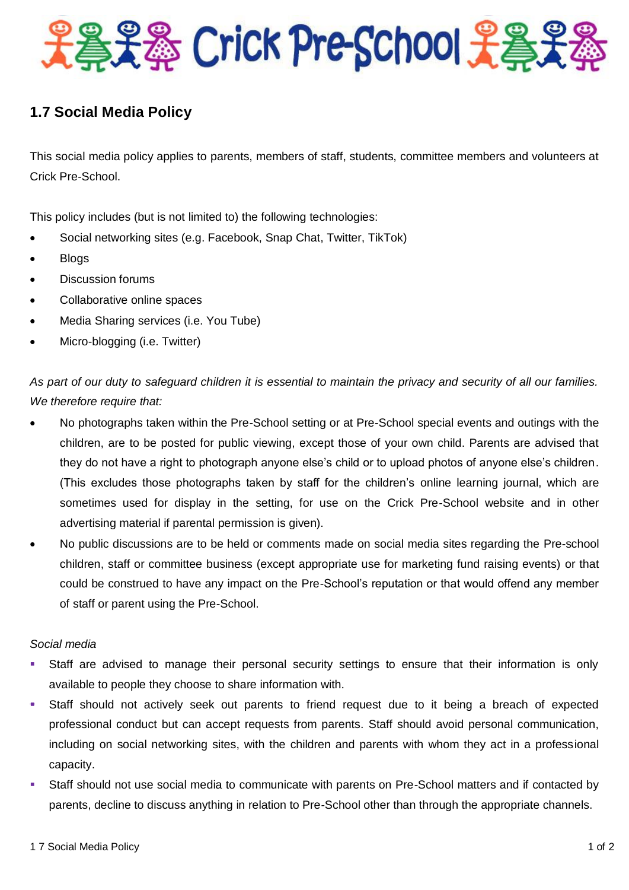# Crick Pre-School

## 1.7 Social Media Policy

This social media policy applies to parents, members of staff, students, committee members and volunteers at Crick Pre-School.

This policy includes (but is not limited to) the following technologies:

- Social networking sites (e.g. Facebook, Snap Chat, Twitter, TikTok)
- Blogs
- Discussion forums
- Collaborative online spaces
- Media Sharing services (i.e. You Tube)
- Micro-blogging (i.e. Twitter)

*As part of our duty to safeguard children it is essential to maintain the privacy and security of all our families. We therefore require that:*

- No photographs taken within the Pre-School setting or at Pre-School special events and outings with the children, are to be posted for public viewing, except those of your own child. Parents are advised that they do not have a right to photograph anyone else's child or to upload photos of anyone else's children. (This excludes those photographs taken by staff for the children's online learning journal, which are sometimes used for display in the setting, for use on the Crick Pre-School website and in other advertising material if parental permission is given).
- No public discussions are to be held or comments made on social media sites regarding the Pre-school children, staff or committee business (except appropriate use for marketing fund raising events) or that could be construed to have any impact on the Pre-School's reputation or that would offend any member of staff or parent using the Pre-School.

*Social media*

- Staff are advised to manage their personal security settings to ensure that their information is only available to people they choose to share information with.
- Staff should not actively seek out parents to friend request due to it being a breach of expected professional conduct but can accept requests from parents. Staff should avoid personal communication, including on social networking sites, with the children and parents with whom they act in a professional capacity.
- Staff should not use social media to communicate with parents on Pre-School matters and if contacted by parents, decline to discuss anything in relation to Pre-School other than through the appropriate channels.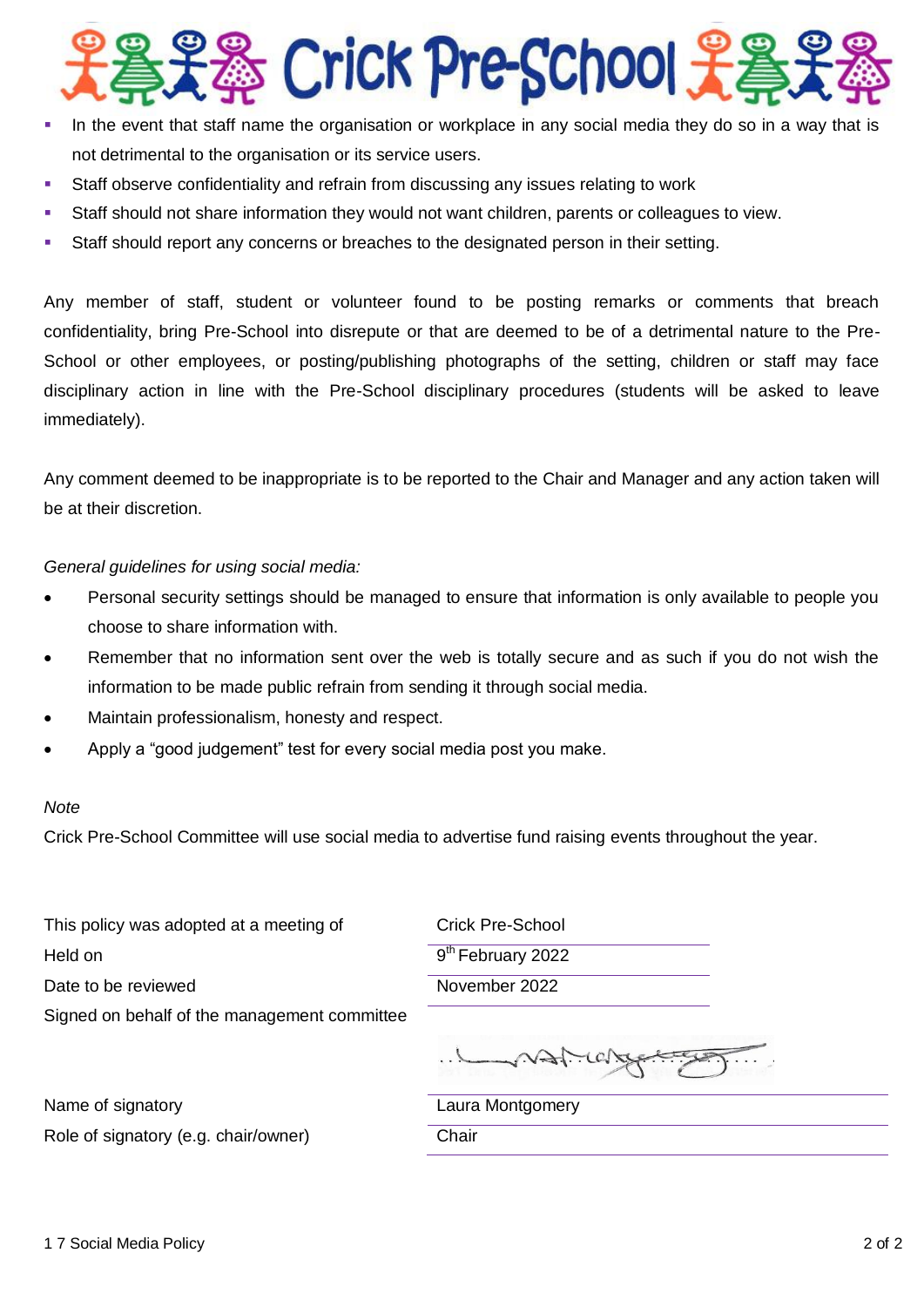- In the event that staff name the organisation or workplace in any social media they do so in a way that is not detrimental to the organisation or its service users.
- Staff observe confidentiality and refrain from discussing any issues relating to work
- Staff should not share information they would not want children, parents or colleagues to view.
- Staff should report any concerns or breaches to the designated person in their setting.

Any member of staff, student or volunteer found to be posting remarks or comments that breach confidentiality, bring Pre-School into disrepute or that are deemed to be of a detrimental nature to the Pre-School or other employees, or posting/publishing photographs of the setting, children or staff may face disciplinary action in line with the Pre-School disciplinary procedures (students will be asked to leave immediately).

Any comment deemed to be inappropriate is to be reported to the Chair and Manager and any action taken will be at their discretion.

*General guidelines for using social media:*

- Personal security settings should be managed to ensure that information is only available to people you choose to share information with.
- Remember that no information sent over the web is totally secure and as such if you do not wish the information to be made public refrain from sending it through social media.
- Maintain professionalism, honesty and respect.
- Apply a "good judgement" test for every social media post you make.

*Note*

Crick Pre-School Committee will use social media to advertise fund raising events throughout the year.

| | |
|---|---|
| This policy was adopted at a meeting of | Crick Pre-School |
| Held on | 9th February 2022 |
| Date to be reviewed | November 2022 |
| Signed on behalf of the management committee | |
| Name of signatory | Laura Montgomery |
| Role of signatory (e.g. chair/owner) | Chair |